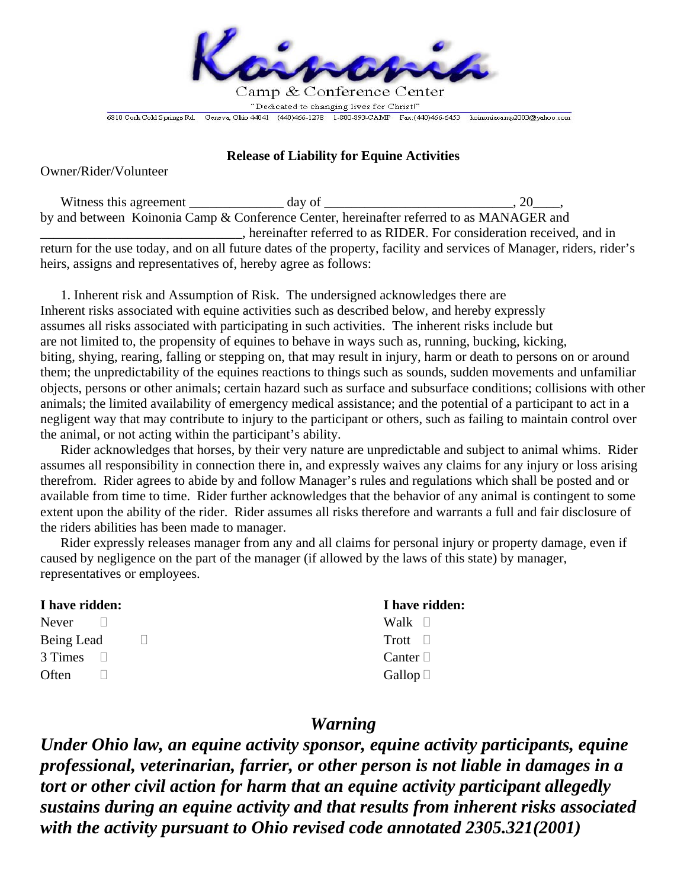Koinonia

Camp & Conference Center

"Dedicated to changing lives for Christ!"

6810 Cork Cold Springs Rd. Geneva, Ohio 44041 (440)466-1278 1-800-893-CAMP Fax:(440)466-6453 koinoniacamp2003@yahoo.com

**Release of Liability for Equine Activities**

Owner/Rider/Volunteer

Witness this agreement ______________ day of ____________________________, 20____, by and between Koinonia Camp & Conference Center, hereinafter referred to as MANAGER and ______________________________, hereinafter referred to as RIDER. For consideration received, and in return for the use today, and on all future dates of the property, facility and services of Manager, riders, rider's heirs, assigns and representatives of, hereby agree as follows:

1. Inherent risk and Assumption of Risk. The undersigned acknowledges there are Inherent risks associated with equine activities such as described below, and hereby expressly assumes all risks associated with participating in such activities. The inherent risks include but are not limited to, the propensity of equines to behave in ways such as, running, bucking, kicking, biting, shying, rearing, falling or stepping on, that may result in injury, harm or death to persons on or around them; the unpredictability of the equines reactions to things such as sounds, sudden movements and unfamiliar objects, persons or other animals; certain hazard such as surface and subsurface conditions; collisions with other animals; the limited availability of emergency medical assistance; and the potential of a participant to act in a negligent way that may contribute to injury to the participant or others, such as failing to maintain control over the animal, or not acting within the participant's ability.

Rider acknowledges that horses, by their very nature are unpredictable and subject to animal whims. Rider assumes all responsibility in connection there in, and expressly waives any claims for any injury or loss arising therefrom. Rider agrees to abide by and follow Manager's rules and regulations which shall be posted and or available from time to time. Rider further acknowledges that the behavior of any animal is contingent to some extent upon the ability of the rider. Rider assumes all risks therefore and warrants a full and fair disclosure of the riders abilities has been made to manager.

Rider expressly releases manager from any and all claims for personal injury or property damage, even if caused by negligence on the part of the manager (if allowed by the laws of this state) by manager, representatives or employees.

**I have ridden:**

- Never ☐
- Being Lead ☐
- 3 Times ☐
- Often ☐

**I have ridden:**

- Walk ☐
- Trott ☐
- Canter ☐
- Gallop ☐

***Warning***

***Under Ohio law, an equine activity sponsor, equine activity participants, equine professional, veterinarian, farrier, or other person is not liable in damages in a tort or other civil action for harm that an equine activity participant allegedly sustains during an equine activity and that results from inherent risks associated with the activity pursuant to Ohio revised code annotated 2305.321(2001)***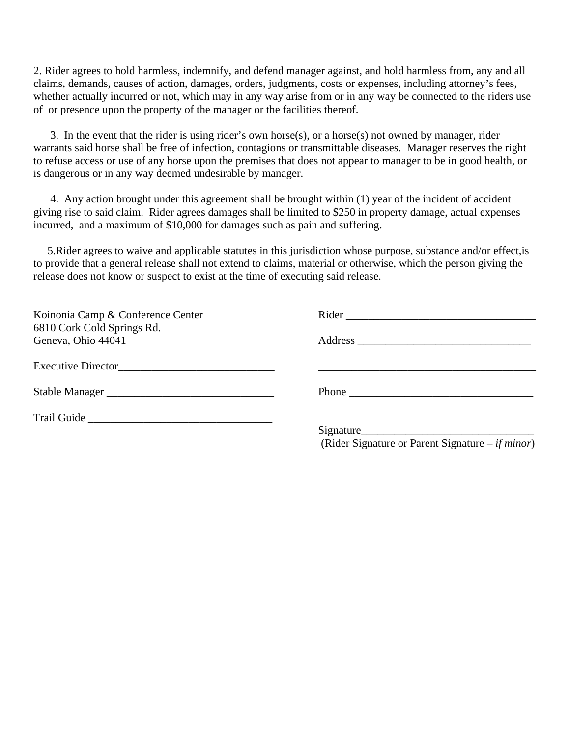2. Rider agrees to hold harmless, indemnify, and defend manager against, and hold harmless from, any and all claims, demands, causes of action, damages, orders, judgments, costs or expenses, including attorney's fees, whether actually incurred or not, which may in any way arise from or in any way be connected to the riders use of or presence upon the property of the manager or the facilities thereof.

3. In the event that the rider is using rider's own horse(s), or a horse(s) not owned by manager, rider warrants said horse shall be free of infection, contagions or transmittable diseases. Manager reserves the right to refuse access or use of any horse upon the premises that does not appear to manager to be in good health, or is dangerous or in any way deemed undesirable by manager.

4. Any action brought under this agreement shall be brought within (1) year of the incident of accident giving rise to said claim. Rider agrees damages shall be limited to $250 in property damage, actual expenses incurred, and a maximum of $10,000 for damages such as pain and suffering.

5.Rider agrees to waive and applicable statutes in this jurisdiction whose purpose, substance and/or effect,is to provide that a general release shall not extend to claims, material or otherwise, which the person giving the release does not know or suspect to exist at the time of executing said release.

Koinonia Camp & Conference Center
6810 Cork Cold Springs Rd.
Geneva, Ohio 44041

Executive Director____________________________

Stable Manager ______________________________

Trail Guide _________________________________

Rider __________________________________

Address _______________________________

________________________________________

Phone _________________________________

Signature_______________________________
(Rider Signature or Parent Signature – *if minor*)